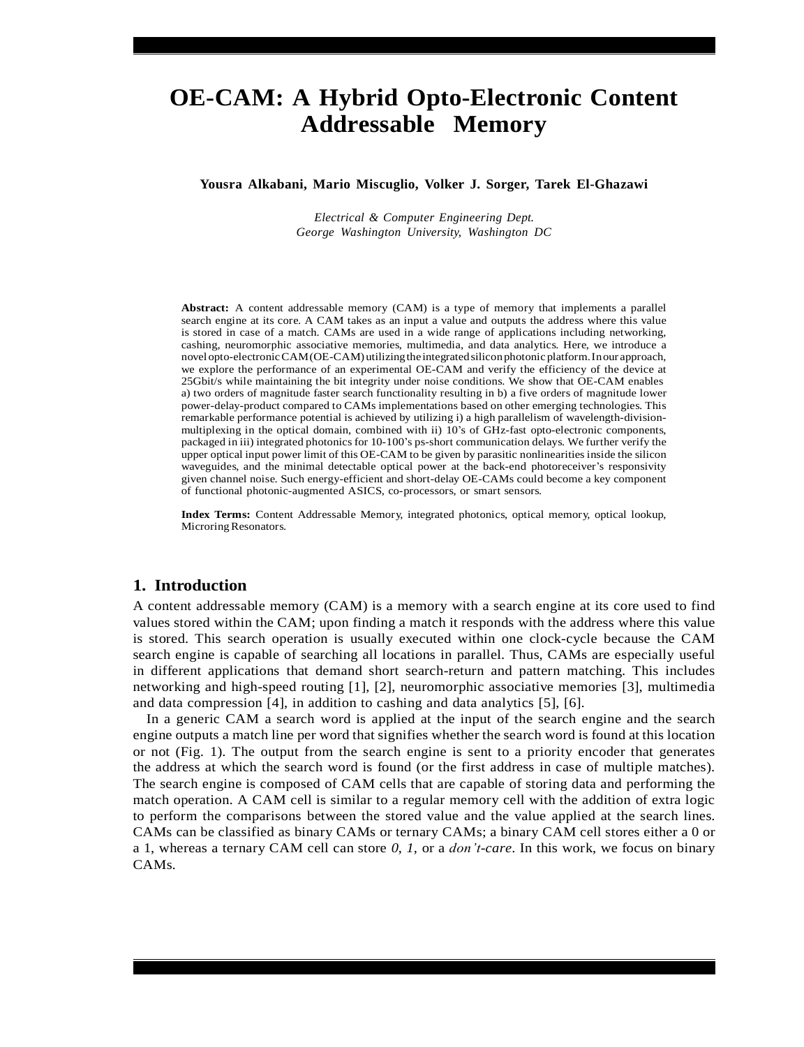# OE-CAM: A Hybrid Opto-Electronic Content Addressable Memory

**Yousra Alkabani, Mario Miscuglio, Volker J. Sorger, Tarek El-Ghazawi**

*Electrical & Computer Engineering Dept.*
*George Washington University, Washington DC*

**Abstract:** A content addressable memory (CAM) is a type of memory that implements a parallel search engine at its core. A CAM takes as an input a value and outputs the address where this value is stored in case of a match. CAMs are used in a wide range of applications including networking, cashing, neuromorphic associative memories, multimedia, and data analytics. Here, we introduce a novel opto-electronic CAM (OE-CAM) utilizing the integrated silicon photonic platform. In our approach, we explore the performance of an experimental OE-CAM and verify the efficiency of the device at 25Gbit/s while maintaining the bit integrity under noise conditions. We show that OE-CAM enables a) two orders of magnitude faster search functionality resulting in b) a five orders of magnitude lower power-delay-product compared to CAMs implementations based on other emerging technologies. This remarkable performance potential is achieved by utilizing i) a high parallelism of wavelength-division-multiplexing in the optical domain, combined with ii) 10's of GHz-fast opto-electronic components, packaged in iii) integrated photonics for 10-100's ps-short communication delays. We further verify the upper optical input power limit of this OE-CAM to be given by parasitic nonlinearities inside the silicon waveguides, and the minimal detectable optical power at the back-end photoreceiver's responsivity given channel noise. Such energy-efficient and short-delay OE-CAMs could become a key component of functional photonic-augmented ASICS, co-processors, or smart sensors.

**Index Terms:** Content Addressable Memory, integrated photonics, optical memory, optical lookup, Microring Resonators.

## 1. Introduction

A content addressable memory (CAM) is a memory with a search engine at its core used to find values stored within the CAM; upon finding a match it responds with the address where this value is stored. This search operation is usually executed within one clock-cycle because the CAM search engine is capable of searching all locations in parallel. Thus, CAMs are especially useful in different applications that demand short search-return and pattern matching. This includes networking and high-speed routing [1], [2], neuromorphic associative memories [3], multimedia and data compression [4], in addition to cashing and data analytics [5], [6].

In a generic CAM a search word is applied at the input of the search engine and the search engine outputs a match line per word that signifies whether the search word is found at this location or not (Fig. 1). The output from the search engine is sent to a priority encoder that generates the address at which the search word is found (or the first address in case of multiple matches). The search engine is composed of CAM cells that are capable of storing data and performing the match operation. A CAM cell is similar to a regular memory cell with the addition of extra logic to perform the comparisons between the stored value and the value applied at the search lines. CAMs can be classified as binary CAMs or ternary CAMs; a binary CAM cell stores either a 0 or a 1, whereas a ternary CAM cell can store *0*, *1*, or a *don't-care*. In this work, we focus on binary CAMs.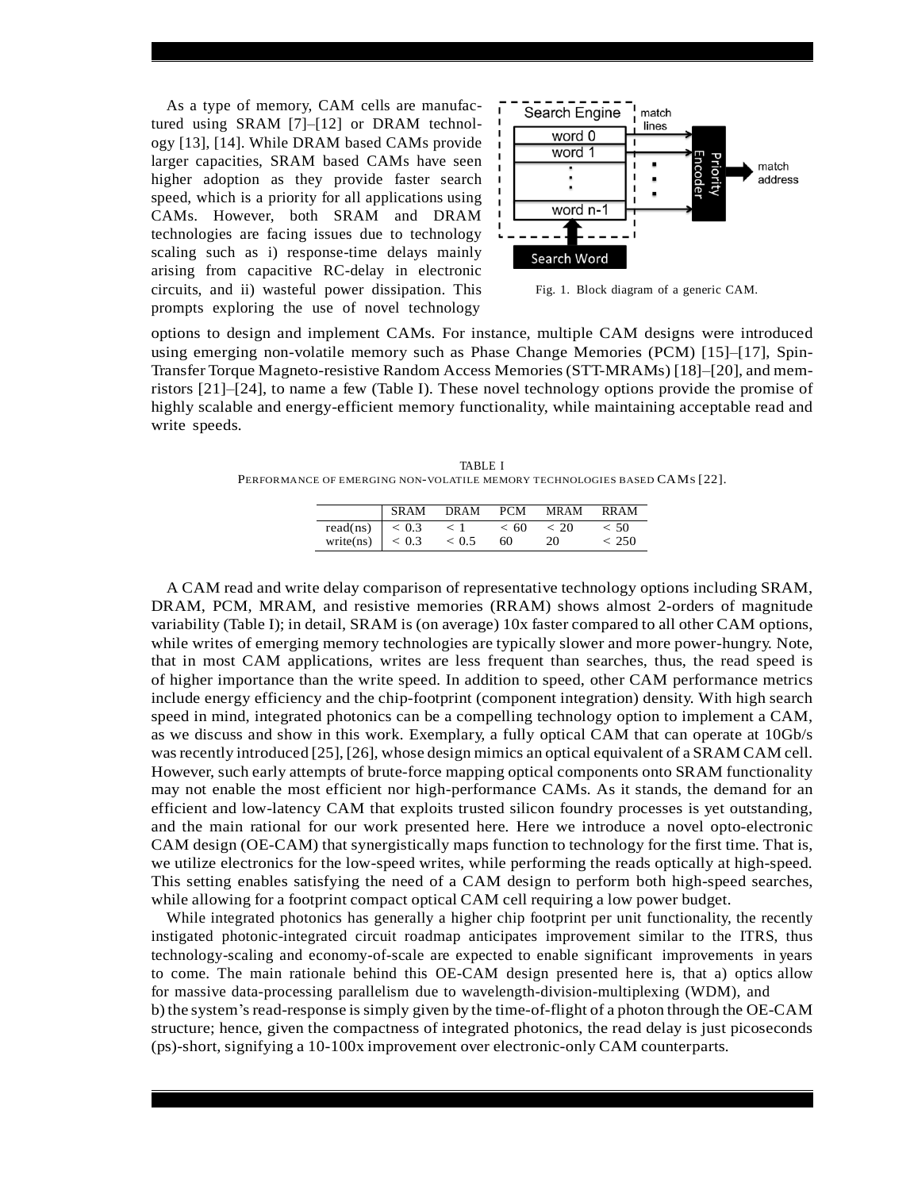As a type of memory, CAM cells are manufactured using SRAM [7]–[12] or DRAM technology [13], [14]. While DRAM based CAMs provide larger capacities, SRAM based CAMs have seen higher adoption as they provide faster search speed, which is a priority for all applications using CAMs. However, both SRAM and DRAM technologies are facing issues due to technology scaling such as i) response-time delays mainly arising from capacitive RC-delay in electronic circuits, and ii) wasteful power dissipation. This prompts exploring the use of novel technology options to design and implement CAMs. For instance, multiple CAM designs were introduced using emerging non-volatile memory such as Phase Change Memories (PCM) [15]–[17], Spin-Transfer Torque Magneto-resistive Random Access Memories (STT-MRAMs) [18]–[20], and memristors [21]–[24], to name a few (Table I). These novel technology options provide the promise of highly scalable and energy-efficient memory functionality, while maintaining acceptable read and write speeds.

Fig. 1. Block diagram of a generic CAM.

TABLE I
PERFORMANCE OF EMERGING NON-VOLATILE MEMORY TECHNOLOGIES BASED CAMS [22].

| | SRAM | DRAM | PCM | MRAM | RRAM |
|---|---|---|---|---|---|
| read(ns) | $< 0.3$ | $< 1$ | $< 60$ | $< 20$ | $< 50$ |
| write(ns) | $< 0.3$ | $< 0.5$ | 60 | 20 | $< 250$ |

A CAM read and write delay comparison of representative technology options including SRAM, DRAM, PCM, MRAM, and resistive memories (RRAM) shows almost 2-orders of magnitude variability (Table I); in detail, SRAM is (on average) 10x faster compared to all other CAM options, while writes of emerging memory technologies are typically slower and more power-hungry. Note, that in most CAM applications, writes are less frequent than searches, thus, the read speed is of higher importance than the write speed. In addition to speed, other CAM performance metrics include energy efficiency and the chip-footprint (component integration) density. With high search speed in mind, integrated photonics can be a compelling technology option to implement a CAM, as we discuss and show in this work. Exemplary, a fully optical CAM that can operate at 10Gb/s was recently introduced [25], [26], whose design mimics an optical equivalent of a SRAM CAM cell. However, such early attempts of brute-force mapping optical components onto SRAM functionality may not enable the most efficient nor high-performance CAMs. As it stands, the demand for an efficient and low-latency CAM that exploits trusted silicon foundry processes is yet outstanding, and the main rational for our work presented here. Here we introduce a novel opto-electronic CAM design (OE-CAM) that synergistically maps function to technology for the first time. That is, we utilize electronics for the low-speed writes, while performing the reads optically at high-speed. This setting enables satisfying the need of a CAM design to perform both high-speed searches, while allowing for a footprint compact optical CAM cell requiring a low power budget.

While integrated photonics has generally a higher chip footprint per unit functionality, the recently instigated photonic-integrated circuit roadmap anticipates improvement similar to the ITRS, thus technology-scaling and economy-of-scale are expected to enable significant improvements in years to come. The main rationale behind this OE-CAM design presented here is, that a) optics allow for massive data-processing parallelism due to wavelength-division-multiplexing (WDM), and b) the system's read-response is simply given by the time-of-flight of a photon through the OE-CAM structure; hence, given the compactness of integrated photonics, the read delay is just picoseconds (ps)-short, signifying a 10-100x improvement over electronic-only CAM counterparts.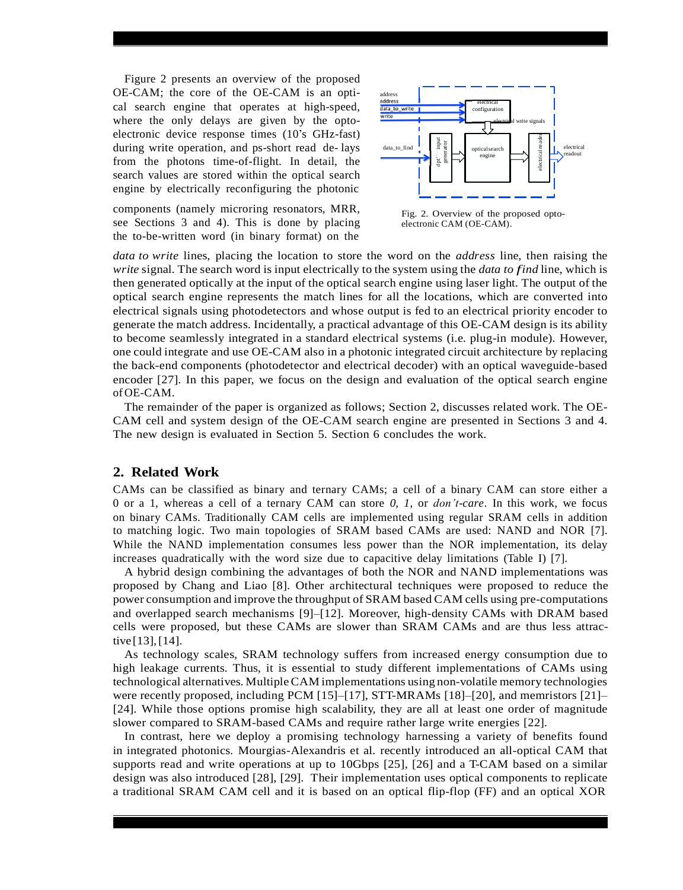Figure 2 presents an overview of the proposed OE-CAM; the core of the OE-CAM is an optical search engine that operates at high-speed, where the only delays are given by the opto-electronic device response times (10's GHz-fast) during write operation, and ps-short read delays from the photons time-of-flight. In detail, the search values are stored within the optical search engine by electrically reconfiguring the photonic components (namely microring resonators, MRR, see Sections 3 and 4). This is done by placing the to-be-written word (in binary format) on the *data to write* lines, placing the location to store the word on the *address* line, then raising the *write* signal. The search word is input electrically to the system using the *data to find* line, which is then generated optically at the input of the optical search engine using laser light. The output of the optical search engine represents the match lines for all the locations, which are converted into electrical signals using photodetectors and whose output is fed to an electrical priority encoder to generate the match address. Incidentally, a practical advantage of this OE-CAM design is its ability to become seamlessly integrated in a standard electrical systems (i.e. plug-in module). However, one could integrate and use OE-CAM also in a photonic integrated circuit architecture by replacing the back-end components (photodetector and electrical decoder) with an optical waveguide-based encoder [27]. In this paper, we focus on the design and evaluation of the optical search engine of OE-CAM.

Fig. 2. Overview of the proposed opto-electronic CAM (OE-CAM).

The remainder of the paper is organized as follows; Section 2, discusses related work. The OE-CAM cell and system design of the OE-CAM search engine are presented in Sections 3 and 4. The new design is evaluated in Section 5. Section 6 concludes the work.

## 2. Related Work

CAMs can be classified as binary and ternary CAMs; a cell of a binary CAM can store either a 0 or a 1, whereas a cell of a ternary CAM can store *0*, *1*, or *don't-care*. In this work, we focus on binary CAMs. Traditionally CAM cells are implemented using regular SRAM cells in addition to matching logic. Two main topologies of SRAM based CAMs are used: NAND and NOR [7]. While the NAND implementation consumes less power than the NOR implementation, its delay increases quadratically with the word size due to capacitive delay limitations (Table I) [7].

A hybrid design combining the advantages of both the NOR and NAND implementations was proposed by Chang and Liao [8]. Other architectural techniques were proposed to reduce the power consumption and improve the throughput of SRAM based CAM cells using pre-computations and overlapped search mechanisms [9]–[12]. Moreover, high-density CAMs with DRAM based cells were proposed, but these CAMs are slower than SRAM CAMs and are thus less attractive [13], [14].

As technology scales, SRAM technology suffers from increased energy consumption due to high leakage currents. Thus, it is essential to study different implementations of CAMs using technological alternatives. Multiple CAM implementations using non-volatile memory technologies were recently proposed, including PCM [15]–[17], STT-MRAMs [18]–[20], and memristors [21]–[24]. While those options promise high scalability, they are all at least one order of magnitude slower compared to SRAM-based CAMs and require rather large write energies [22].

In contrast, here we deploy a promising technology harnessing a variety of benefits found in integrated photonics. Mourgias-Alexandris et al. recently introduced an all-optical CAM that supports read and write operations at up to 10Gbps [25], [26] and a T-CAM based on a similar design was also introduced [28], [29]. Their implementation uses optical components to replicate a traditional SRAM CAM cell and it is based on an optical flip-flop (FF) and an optical XOR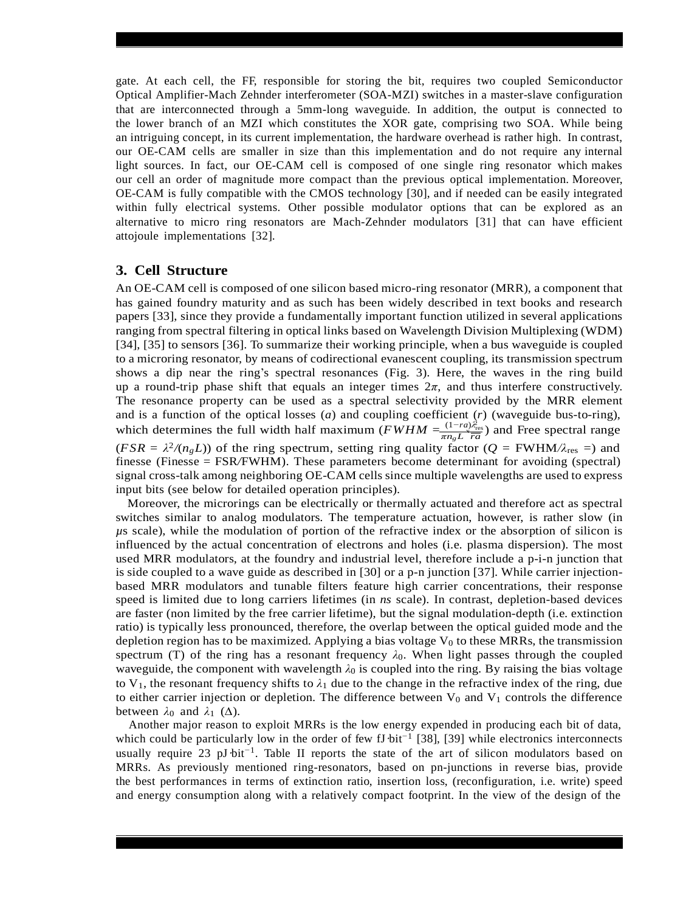gate. At each cell, the FF, responsible for storing the bit, requires two coupled Semiconductor Optical Amplifier-Mach Zehnder interferometer (SOA-MZI) switches in a master-slave configuration that are interconnected through a 5mm-long waveguide. In addition, the output is connected to the lower branch of an MZI which constitutes the XOR gate, comprising two SOA. While being an intriguing concept, in its current implementation, the hardware overhead is rather high. In contrast, our OE-CAM cells are smaller in size than this implementation and do not require any internal light sources. In fact, our OE-CAM cell is composed of one single ring resonator which makes our cell an order of magnitude more compact than the previous optical implementation. Moreover, OE-CAM is fully compatible with the CMOS technology [30], and if needed can be easily integrated within fully electrical systems. Other possible modulator options that can be explored as an alternative to micro ring resonators are Mach-Zehnder modulators [31] that can have efficient attojoule implementations [32].

## 3. Cell Structure

An OE-CAM cell is composed of one silicon based micro-ring resonator (MRR), a component that has gained foundry maturity and as such has been widely described in text books and research papers [33], since they provide a fundamentally important function utilized in several applications ranging from spectral filtering in optical links based on Wavelength Division Multiplexing (WDM) [34], [35] to sensors [36]. To summarize their working principle, when a bus waveguide is coupled to a microring resonator, by means of codirectional evanescent coupling, its transmission spectrum shows a dip near the ring's spectral resonances (Fig. 3). Here, the waves in the ring build up a round-trip phase shift that equals an integer times $2\pi$, and thus interfere constructively. The resonance property can be used as a spectral selectivity provided by the MRR element and is a function of the optical losses ($a$) and coupling coefficient ($r$) (waveguide bus-to-ring), which determines the full width half maximum ($FWHM = \frac{(1-ra)\lambda_{\mathrm{res}}^2}{\pi n_g L \sqrt{ra}}$) and Free spectral range ($FSR = \lambda^2/(n_g L)$) of the ring spectrum, setting ring quality factor ($Q$ = FWHM$/\lambda_{\mathrm{res}}$ =) and finesse (Finesse = FSR/FWHM). These parameters become determinant for avoiding (spectral) signal cross-talk among neighboring OE-CAM cells since multiple wavelengths are used to express input bits (see below for detailed operation principles).

Moreover, the microrings can be electrically or thermally actuated and therefore act as spectral switches similar to analog modulators. The temperature actuation, however, is rather slow (in $\mu$s scale), while the modulation of portion of the refractive index or the absorption of silicon is influenced by the actual concentration of electrons and holes (i.e. plasma dispersion). The most used MRR modulators, at the foundry and industrial level, therefore include a p-i-n junction that is side coupled to a wave guide as described in [30] or a p-n junction [37]. While carrier injection-based MRR modulators and tunable filters feature high carrier concentrations, their response speed is limited due to long carriers lifetimes (in *ns* scale). In contrast, depletion-based devices are faster (non limited by the free carrier lifetime), but the signal modulation-depth (i.e. extinction ratio) is typically less pronounced, therefore, the overlap between the optical guided mode and the depletion region has to be maximized. Applying a bias voltage $V_0$ to these MRRs, the transmission spectrum (T) of the ring has a resonant frequency $\lambda_0$. When light passes through the coupled waveguide, the component with wavelength $\lambda_0$ is coupled into the ring. By raising the bias voltage to $V_1$, the resonant frequency shifts to $\lambda_1$ due to the change in the refractive index of the ring, due to either carrier injection or depletion. The difference between $V_0$ and $V_1$ controls the difference between $\lambda_0$ and $\lambda_1$ ($\Delta$).

Another major reason to exploit MRRs is the low energy expended in producing each bit of data, which could be particularly low in the order of few fJ$\cdot$bit$^{-1}$ [38], [39] while electronics interconnects usually require 23 pJ$\cdot$bit$^{-1}$. Table II reports the state of the art of silicon modulators based on MRRs. As previously mentioned ring-resonators, based on pn-junctions in reverse bias, provide the best performances in terms of extinction ratio, insertion loss, (reconfiguration, i.e. write) speed and energy consumption along with a relatively compact footprint. In the view of the design of the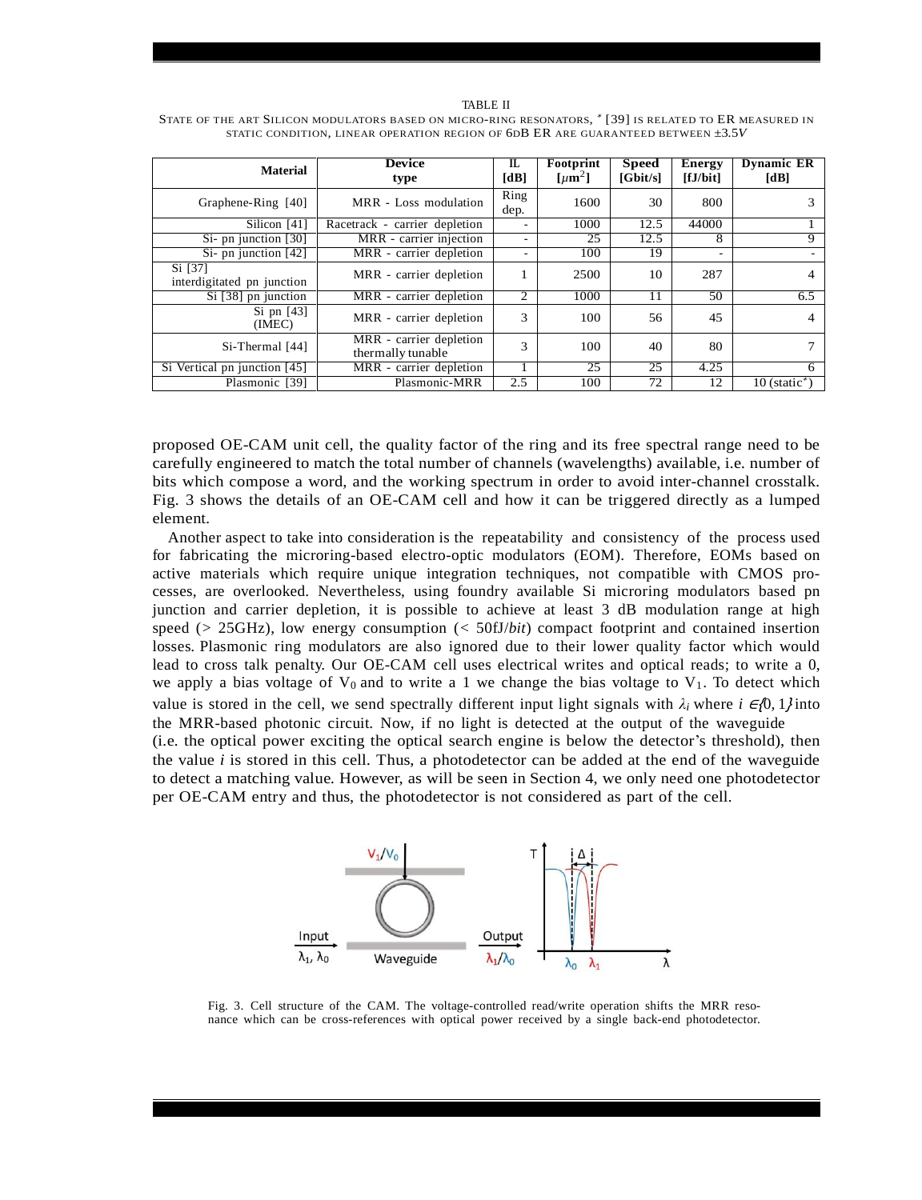TABLE II

STATE OF THE ART SILICON MODULATORS BASED ON MICRO-RING RESONATORS, * [39] IS RELATED TO ER MEASURED IN STATIC CONDITION, LINEAR OPERATION REGION OF 6DB ER ARE GUARANTEED BETWEEN ±3.5$V$

| Material | Device type | IL [dB] | Footprint [$\mu$m$^2$] | Speed [Gbit/s] | Energy [fJ/bit] | Dynamic ER [dB] |
|---|---|---|---|---|---|---|
| Graphene-Ring [40] | MRR - Loss modulation | Ring dep. | 1600 | 30 | 800 | 3 |
| Silicon [41] | Racetrack - carrier depletion | - | 1000 | 12.5 | 44000 | 1 |
| Si- pn junction [30] | MRR - carrier injection | - | 25 | 12.5 | 8 | 9 |
| Si- pn junction [42] | MRR - carrier depletion | - | 100 | 19 | - | - |
| Si [37] interdigitated pn junction | MRR - carrier depletion | 1 | 2500 | 10 | 287 | 4 |
| Si [38] pn junction | MRR - carrier depletion | 2 | 1000 | 11 | 50 | 6.5 |
| Si pn [43] (IMEC) | MRR - carrier depletion | 3 | 100 | 56 | 45 | 4 |
| Si-Thermal [44] | MRR - carrier depletion thermally tunable | 3 | 100 | 40 | 80 | 7 |
| Si Vertical pn junction [45] | MRR - carrier depletion | 1 | 25 | 25 | 4.25 | 6 |
| Plasmonic [39] | Plasmonic-MRR | 2.5 | 100 | 72 | 12 | 10 (static*) |

proposed OE-CAM unit cell, the quality factor of the ring and its free spectral range need to be carefully engineered to match the total number of channels (wavelengths) available, i.e. number of bits which compose a word, and the working spectrum in order to avoid inter-channel crosstalk. Fig. 3 shows the details of an OE-CAM cell and how it can be triggered directly as a lumped element.

Another aspect to take into consideration is the repeatability and consistency of the process used for fabricating the microring-based electro-optic modulators (EOM). Therefore, EOMs based on active materials which require unique integration techniques, not compatible with CMOS processes, are overlooked. Nevertheless, using foundry available Si microring modulators based pn junction and carrier depletion, it is possible to achieve at least 3 dB modulation range at high speed (> 25GHz), low energy consumption (< 50fJ/*bit*) compact footprint and contained insertion losses. Plasmonic ring modulators are also ignored due to their lower quality factor which would lead to cross talk penalty. Our OE-CAM cell uses electrical writes and optical reads; to write a 0, we apply a bias voltage of $V_0$ and to write a 1 we change the bias voltage to $V_1$. To detect which value is stored in the cell, we send spectrally different input light signals with $\lambda_i$ where $i \in \{0, 1\}$ into the MRR-based photonic circuit. Now, if no light is detected at the output of the waveguide (i.e. the optical power exciting the optical search engine is below the detector's threshold), then the value $i$ is stored in this cell. Thus, a photodetector can be added at the end of the waveguide to detect a matching value. However, as will be seen in Section 4, we only need one photodetector per OE-CAM entry and thus, the photodetector is not considered as part of the cell.

Fig. 3. Cell structure of the CAM. The voltage-controlled read/write operation shifts the MRR resonance which can be cross-references with optical power received by a single back-end photodetector.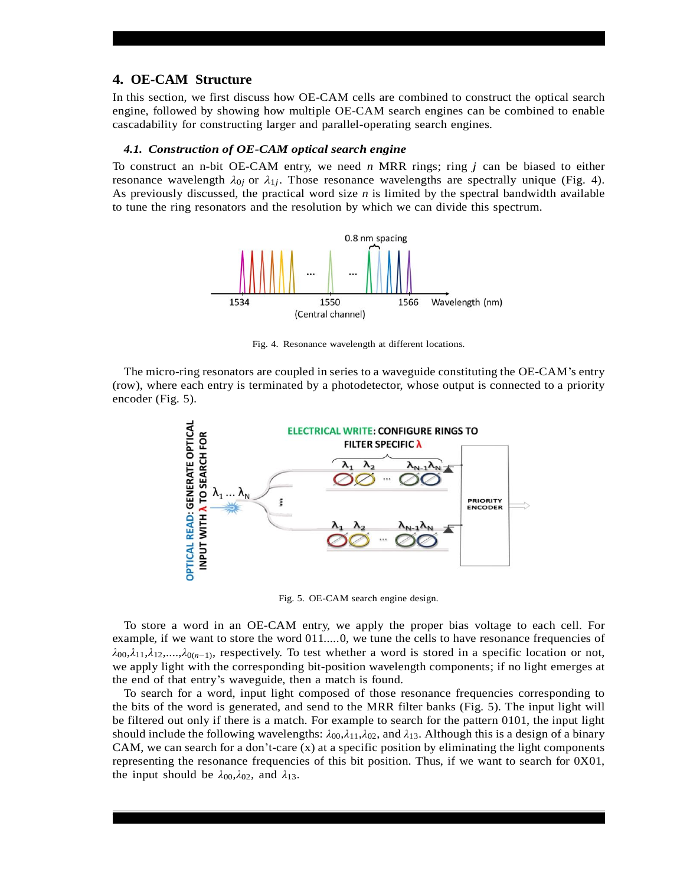## 4. OE-CAM Structure

In this section, we first discuss how OE-CAM cells are combined to construct the optical search engine, followed by showing how multiple OE-CAM search engines can be combined to enable cascadability for constructing larger and parallel-operating search engines.

### *4.1. Construction of OE-CAM optical search engine*

To construct an n-bit OE-CAM entry, we need $n$ MRR rings; ring $j$ can be biased to either resonance wavelength $\lambda_{0j}$ or $\lambda_{1j}$. Those resonance wavelengths are spectrally unique (Fig. 4). As previously discussed, the practical word size $n$ is limited by the spectral bandwidth available to tune the ring resonators and the resolution by which we can divide this spectrum.

Fig. 4. Resonance wavelength at different locations.

The micro-ring resonators are coupled in series to a waveguide constituting the OE-CAM's entry (row), where each entry is terminated by a photodetector, whose output is connected to a priority encoder (Fig. 5).

Fig. 5. OE-CAM search engine design.

To store a word in an OE-CAM entry, we apply the proper bias voltage to each cell. For example, if we want to store the word 011.....0, we tune the cells to have resonance frequencies of $\lambda_{00}$,$\lambda_{11}$,$\lambda_{12}$,....,$\lambda_{0(n-1)}$, respectively. To test whether a word is stored in a specific location or not, we apply light with the corresponding bit-position wavelength components; if no light emerges at the end of that entry's waveguide, then a match is found.

To search for a word, input light composed of those resonance frequencies corresponding to the bits of the word is generated, and send to the MRR filter banks (Fig. 5). The input light will be filtered out only if there is a match. For example to search for the pattern 0101, the input light should include the following wavelengths: $\lambda_{00}$,$\lambda_{11}$,$\lambda_{02}$, and $\lambda_{13}$. Although this is a design of a binary CAM, we can search for a don't-care (x) at a specific position by eliminating the light components representing the resonance frequencies of this bit position. Thus, if we want to search for 0X01, the input should be $\lambda_{00}$,$\lambda_{02}$, and $\lambda_{13}$.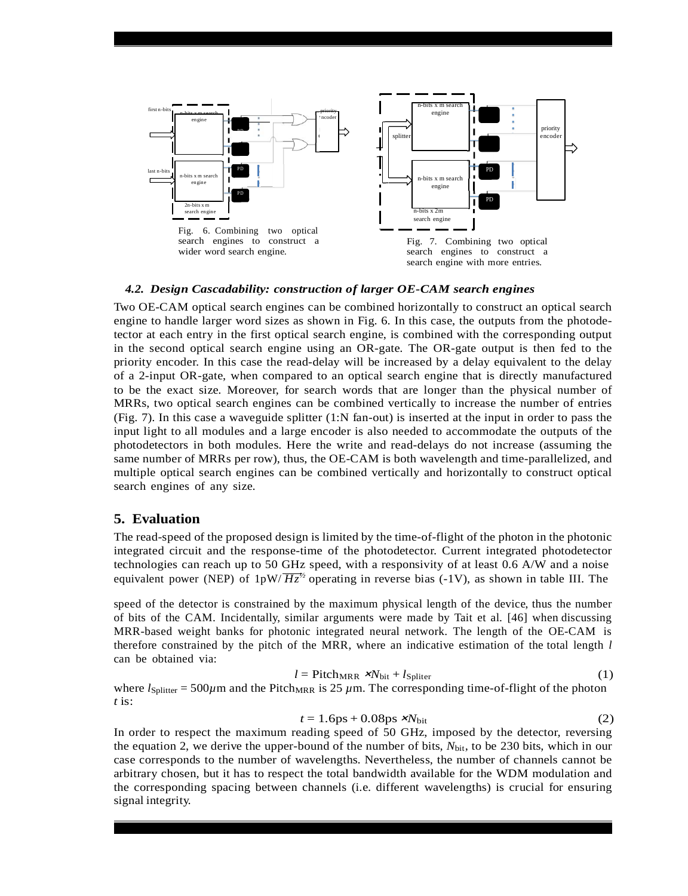Fig. 6. Combining two optical search engines to construct a wider word search engine.

Fig. 7. Combining two optical search engines to construct a search engine with more entries.

### *4.2. Design Cascadability: construction of larger OE-CAM search engines*

Two OE-CAM optical search engines can be combined horizontally to construct an optical search engine to handle larger word sizes as shown in Fig. 6. In this case, the outputs from the photodetector at each entry in the first optical search engine, is combined with the corresponding output in the second optical search engine using an OR-gate. The OR-gate output is then fed to the priority encoder. In this case the read-delay will be increased by a delay equivalent to the delay of a 2-input OR-gate, when compared to an optical search engine that is directly manufactured to be the exact size. Moreover, for search words that are longer than the physical number of MRRs, two optical search engines can be combined vertically to increase the number of entries (Fig. 7). In this case a waveguide splitter (1:N fan-out) is inserted at the input in order to pass the input light to all modules and a large encoder is also needed to accommodate the outputs of the photodetectors in both modules. Here the write and read-delays do not increase (assuming the same number of MRRs per row), thus, the OE-CAM is both wavelength and time-parallelized, and multiple optical search engines can be combined vertically and horizontally to construct optical search engines of any size.

## 5. Evaluation

The read-speed of the proposed design is limited by the time-of-flight of the photon in the photonic integrated circuit and the response-time of the photodetector. Current integrated photodetector technologies can reach up to 50 GHz speed, with a responsivity of at least 0.6 A/W and a noise equivalent power (NEP) of 1pW/$\overline{Hz}^{1/2}$ operating in reverse bias (-1V), as shown in table III. The

speed of the detector is constrained by the maximum physical length of the device, thus the number of bits of the CAM. Incidentally, similar arguments were made by Tait et al. [46] when discussing MRR-based weight banks for photonic integrated neural network. The length of the OE-CAM is therefore constrained by the pitch of the MRR, where an indicative estimation of the total length $l$ can be obtained via:

$$l = \text{Pitch}_{\text{MRR}} \times N_{\text{bit}} + l_{\text{Spliter}} \quad (1)$$

where $l_{\text{Splitter}} = 500\mu$m and the $\text{Pitch}_{\text{MRR}}$ is 25 $\mu$m. The corresponding time-of-flight of the photon $t$ is:

$$t = 1.6\text{ps} + 0.08\text{ps} \times N_{\text{bit}} \quad (2)$$

In order to respect the maximum reading speed of 50 GHz, imposed by the detector, reversing the equation 2, we derive the upper-bound of the number of bits, $N_{\text{bit}}$, to be 230 bits, which in our case corresponds to the number of wavelengths. Nevertheless, the number of channels cannot be arbitrary chosen, but it has to respect the total bandwidth available for the WDM modulation and the corresponding spacing between channels (i.e. different wavelengths) is crucial for ensuring signal integrity.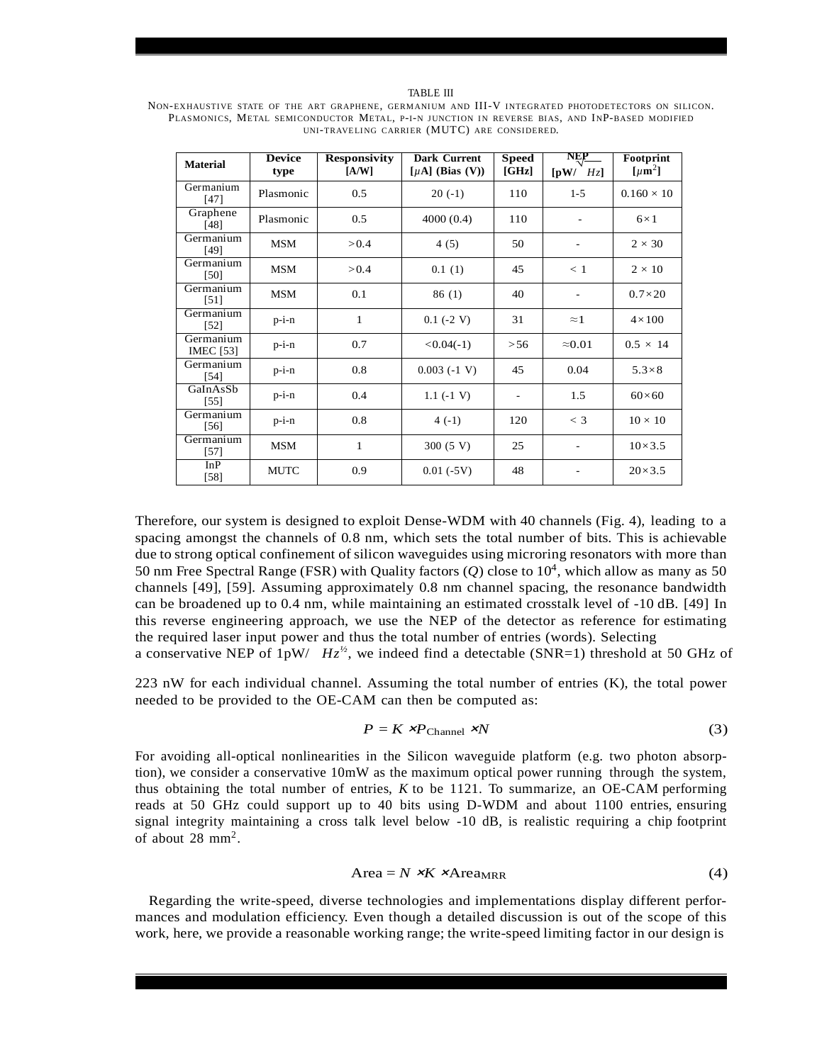TABLE III

NON-EXHAUSTIVE STATE OF THE ART GRAPHENE, GERMANIUM AND III-V INTEGRATED PHOTODETECTORS ON SILICON. PLASMONICS, METAL SEMICONDUCTOR METAL, P-I-N JUNCTION IN REVERSE BIAS, AND INP-BASED MODIFIED UNI-TRAVELING CARRIER (MUTC) ARE CONSIDERED.

| Material | Device type | Responsivity [A/W] | Dark Current [$\mu$A] (Bias (V)) | Speed [GHz] | NEP [pW/ $\sqrt{Hz}$] | Footprint [$\mu$m$^2$] |
|---|---|---|---|---|---|---|
| Germanium [47] | Plasmonic | 0.5 | 20 (-1) | 110 | 1-5 | $0.160 \times 10$ |
| Graphene [48] | Plasmonic | 0.5 | 4000 (0.4) | 110 | - | $6\times1$ |
| Germanium [49] | MSM | >0.4 | 4 (5) | 50 | - | $2 \times 30$ |
| Germanium [50] | MSM | >0.4 | 0.1 (1) | 45 | < 1 | $2 \times 10$ |
| Germanium [51] | MSM | 0.1 | 86 (1) | 40 | - | $0.7\times20$ |
| Germanium [52] | p-i-n | 1 | 0.1 (-2 V) | 31 | ≈1 | $4\times100$ |
| Germanium IMEC [53] | p-i-n | 0.7 | <0.04(-1) | >56 | ≈0.01 | $0.5 \times 14$ |
| Germanium [54] | p-i-n | 0.8 | 0.003 (-1 V) | 45 | 0.04 | $5.3\times8$ |
| GaInAsSb [55] | p-i-n | 0.4 | 1.1 (-1 V) | - | 1.5 | $60\times60$ |
| Germanium [56] | p-i-n | 0.8 | 4 (-1) | 120 | < 3 | $10 \times 10$ |
| Germanium [57] | MSM | 1 | 300 (5 V) | 25 | - | $10\times3.5$ |
| InP [58] | MUTC | 0.9 | 0.01 (-5V) | 48 | - | $20\times3.5$ |

Therefore, our system is designed to exploit Dense-WDM with 40 channels (Fig. 4), leading to a spacing amongst the channels of 0.8 nm, which sets the total number of bits. This is achievable due to strong optical confinement of silicon waveguides using microring resonators with more than 50 nm Free Spectral Range (FSR) with Quality factors ($Q$) close to $10^4$, which allow as many as 50 channels [49], [59]. Assuming approximately 0.8 nm channel spacing, the resonance bandwidth can be broadened up to 0.4 nm, while maintaining an estimated crosstalk level of -10 dB. [49] In this reverse engineering approach, we use the NEP of the detector as reference for estimating the required laser input power and thus the total number of entries (words). Selecting a conservative NEP of 1pW/ $Hz^{½}$, we indeed find a detectable (SNR=1) threshold at 50 GHz of 223 nW for each individual channel. Assuming the total number of entries (K), the total power needed to be provided to the OE-CAM can then be computed as:

$$P = K \times P_{\text{Channel}} \times N \tag{3}$$

For avoiding all-optical nonlinearities in the Silicon waveguide platform (e.g. two photon absorption), we consider a conservative 10mW as the maximum optical power running through the system, thus obtaining the total number of entries, $K$ to be 1121. To summarize, an OE-CAM performing reads at 50 GHz could support up to 40 bits using D-WDM and about 1100 entries, ensuring signal integrity maintaining a cross talk level below -10 dB, is realistic requiring a chip footprint of about 28 mm$^2$.

$$\text{Area} = N \times K \times \text{Area}_{\text{MRR}} \tag{4}$$

Regarding the write-speed, diverse technologies and implementations display different performances and modulation efficiency. Even though a detailed discussion is out of the scope of this work, here, we provide a reasonable working range; the write-speed limiting factor in our design is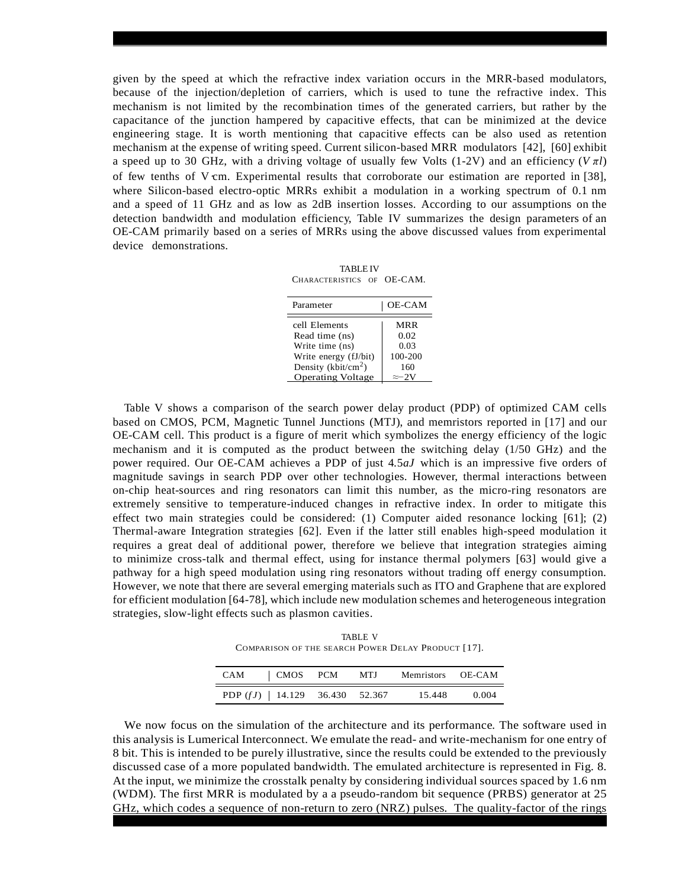given by the speed at which the refractive index variation occurs in the MRR-based modulators, because of the injection/depletion of carriers, which is used to tune the refractive index. This mechanism is not limited by the recombination times of the generated carriers, but rather by the capacitance of the junction hampered by capacitive effects, that can be minimized at the device engineering stage. It is worth mentioning that capacitive effects can be also used as retention mechanism at the expense of writing speed. Current silicon-based MRR modulators [42], [60] exhibit a speed up to 30 GHz, with a driving voltage of usually few Volts (1-2V) and an efficiency ($V\pi l$) of few tenths of V·cm. Experimental results that corroborate our estimation are reported in [38], where Silicon-based electro-optic MRRs exhibit a modulation in a working spectrum of 0.1 nm and a speed of 11 GHz and as low as 2dB insertion losses. According to our assumptions on the detection bandwidth and modulation efficiency, Table IV summarizes the design parameters of an OE-CAM primarily based on a series of MRRs using the above discussed values from experimental device demonstrations.

TABLE IV
CHARACTERISTICS OF OE-CAM.

| Parameter | OE-CAM |
|---|---|
| cell Elements | MRR |
| Read time (ns) | 0.02 |
| Write time (ns) | 0.03 |
| Write energy (fJ/bit) | 100-200 |
| Density (kbit/cm$^2$) | 160 |
| Operating Voltage | $\approx$-2V |

Table V shows a comparison of the search power delay product (PDP) of optimized CAM cells based on CMOS, PCM, Magnetic Tunnel Junctions (MTJ), and memristors reported in [17] and our OE-CAM cell. This product is a figure of merit which symbolizes the energy efficiency of the logic mechanism and it is computed as the product between the switching delay (1/50 GHz) and the power required. Our OE-CAM achieves a PDP of just $4.5aJ$ which is an impressive five orders of magnitude savings in search PDP over other technologies. However, thermal interactions between on-chip heat-sources and ring resonators can limit this number, as the micro-ring resonators are extremely sensitive to temperature-induced changes in refractive index. In order to mitigate this effect two main strategies could be considered: (1) Computer aided resonance locking [61]; (2) Thermal-aware Integration strategies [62]. Even if the latter still enables high-speed modulation it requires a great deal of additional power, therefore we believe that integration strategies aiming to minimize cross-talk and thermal effect, using for instance thermal polymers [63] would give a pathway for a high speed modulation using ring resonators without trading off energy consumption. However, we note that there are several emerging materials such as ITO and Graphene that are explored for efficient modulation [64-78], which include new modulation schemes and heterogeneous integration strategies, slow-light effects such as plasmon cavities.

TABLE V
COMPARISON OF THE SEARCH POWER DELAY PRODUCT [17].

| CAM | CMOS | PCM | MTJ | Memristors | OE-CAM |
|---|---|---|---|---|---|
| PDP ($fJ$) | 14.129 | 36.430 | 52.367 | 15.448 | 0.004 |

We now focus on the simulation of the architecture and its performance. The software used in this analysis is Lumerical Interconnect. We emulate the read- and write-mechanism for one entry of 8 bit. This is intended to be purely illustrative, since the results could be extended to the previously discussed case of a more populated bandwidth. The emulated architecture is represented in Fig. 8. At the input, we minimize the crosstalk penalty by considering individual sources spaced by 1.6 nm (WDM). The first MRR is modulated by a a pseudo-random bit sequence (PRBS) generator at 25 GHz, which codes a sequence of non-return to zero (NRZ) pulses. The quality-factor of the rings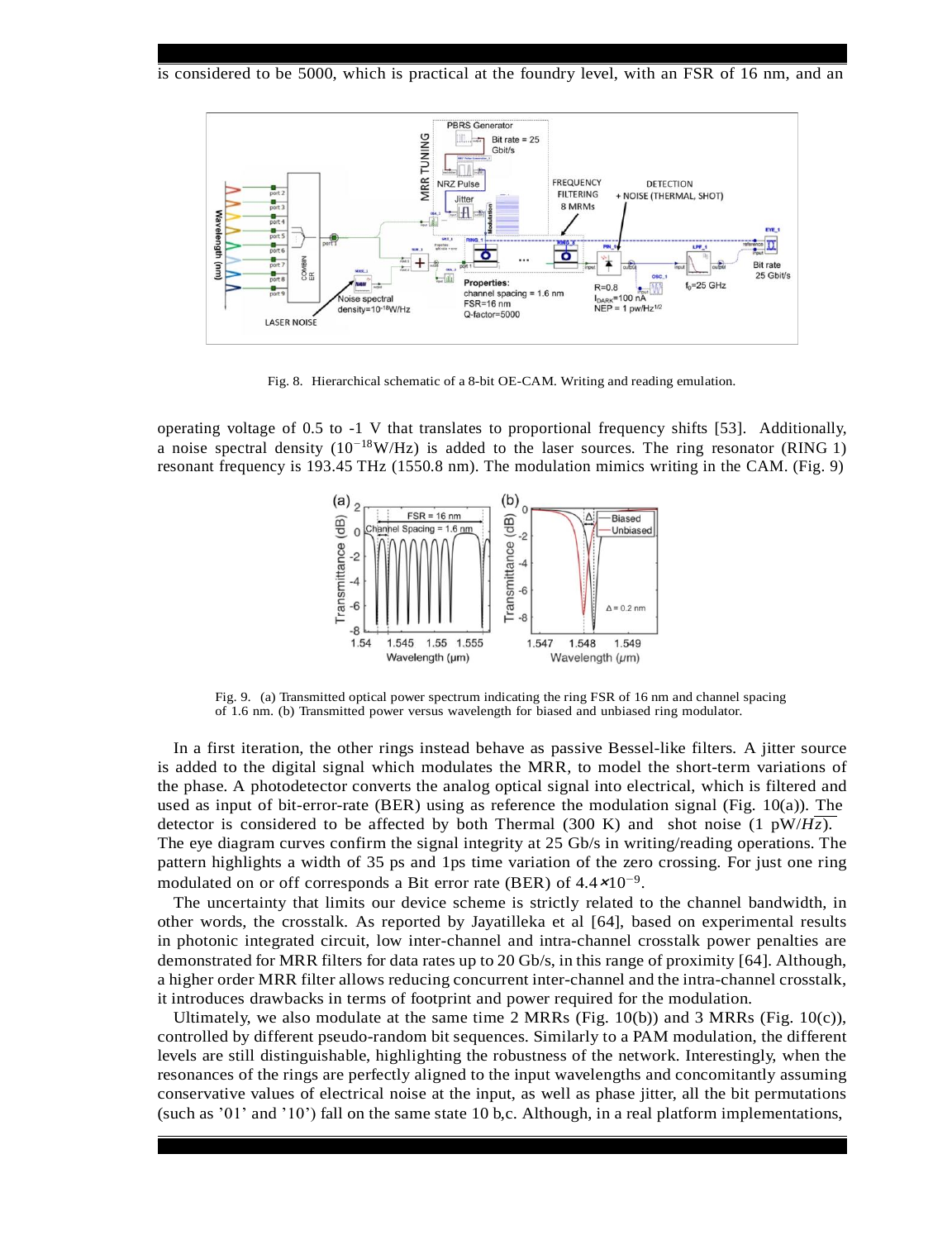is considered to be 5000, which is practical at the foundry level, with an FSR of 16 nm, and an

Fig. 8. Hierarchical schematic of a 8-bit OE-CAM. Writing and reading emulation.

operating voltage of 0.5 to -1 V that translates to proportional frequency shifts [53]. Additionally, a noise spectral density ($10^{-18}$W/Hz) is added to the laser sources. The ring resonator (RING 1) resonant frequency is 193.45 THz (1550.8 nm). The modulation mimics writing in the CAM. (Fig. 9)

Fig. 9. (a) Transmitted optical power spectrum indicating the ring FSR of 16 nm and channel spacing of 1.6 nm. (b) Transmitted power versus wavelength for biased and unbiased ring modulator.

In a first iteration, the other rings instead behave as passive Bessel-like filters. A jitter source is added to the digital signal which modulates the MRR, to model the short-term variations of the phase. A photodetector converts the analog optical signal into electrical, which is filtered and used as input of bit-error-rate (BER) using as reference the modulation signal (Fig. 10(a)). The detector is considered to be affected by both Thermal (300 K) and shot noise (1 pW/$\overline{Hz}$). The eye diagram curves confirm the signal integrity at 25 Gb/s in writing/reading operations. The pattern highlights a width of 35 ps and 1ps time variation of the zero crossing. For just one ring modulated on or off corresponds a Bit error rate (BER) of $4.4 \times 10^{-9}$.

The uncertainty that limits our device scheme is strictly related to the channel bandwidth, in other words, the crosstalk. As reported by Jayatilleka et al [64], based on experimental results in photonic integrated circuit, low inter-channel and intra-channel crosstalk power penalties are demonstrated for MRR filters for data rates up to 20 Gb/s, in this range of proximity [64]. Although, a higher order MRR filter allows reducing concurrent inter-channel and the intra-channel crosstalk, it introduces drawbacks in terms of footprint and power required for the modulation.

Ultimately, we also modulate at the same time 2 MRRs (Fig. 10(b)) and 3 MRRs (Fig. 10(c)), controlled by different pseudo-random bit sequences. Similarly to a PAM modulation, the different levels are still distinguishable, highlighting the robustness of the network. Interestingly, when the resonances of the rings are perfectly aligned to the input wavelengths and concomitantly assuming conservative values of electrical noise at the input, as well as phase jitter, all the bit permutations (such as '01' and '10') fall on the same state 10 b,c. Although, in a real platform implementations,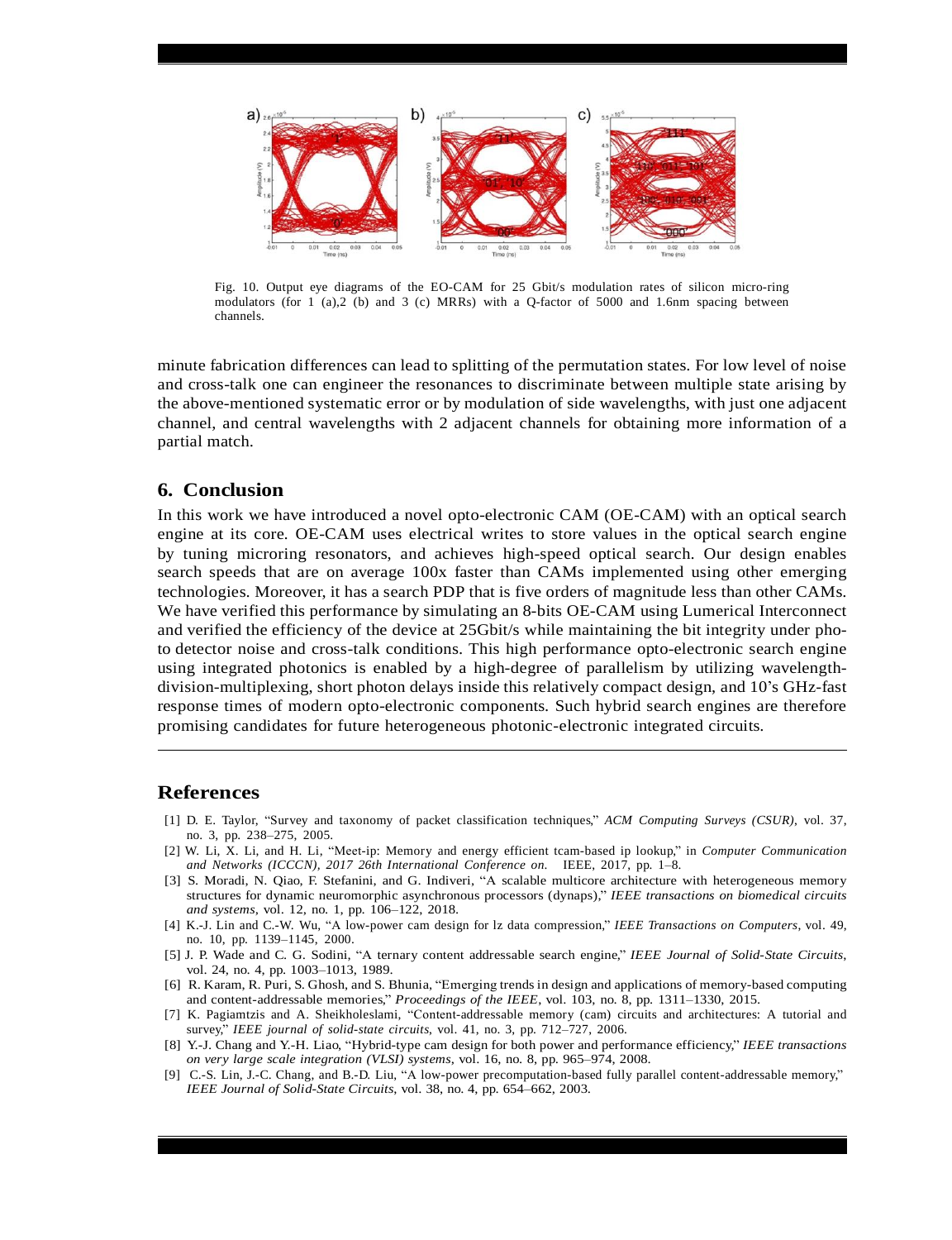Fig. 10. Output eye diagrams of the EO-CAM for 25 Gbit/s modulation rates of silicon micro-ring modulators (for 1 (a),2 (b) and 3 (c) MRRs) with a Q-factor of 5000 and 1.6nm spacing between channels.

minute fabrication differences can lead to splitting of the permutation states. For low level of noise and cross-talk one can engineer the resonances to discriminate between multiple state arising by the above-mentioned systematic error or by modulation of side wavelengths, with just one adjacent channel, and central wavelengths with 2 adjacent channels for obtaining more information of a partial match.

## 6. Conclusion

In this work we have introduced a novel opto-electronic CAM (OE-CAM) with an optical search engine at its core. OE-CAM uses electrical writes to store values in the optical search engine by tuning microring resonators, and achieves high-speed optical search. Our design enables search speeds that are on average 100x faster than CAMs implemented using other emerging technologies. Moreover, it has a search PDP that is five orders of magnitude less than other CAMs. We have verified this performance by simulating an 8-bits OE-CAM using Lumerical Interconnect and verified the efficiency of the device at 25Gbit/s while maintaining the bit integrity under photo detector noise and cross-talk conditions. This high performance opto-electronic search engine using integrated photonics is enabled by a high-degree of parallelism by utilizing wavelength-division-multiplexing, short photon delays inside this relatively compact design, and 10's GHz-fast response times of modern opto-electronic components. Such hybrid search engines are therefore promising candidates for future heterogeneous photonic-electronic integrated circuits.

---

## References

[1] D. E. Taylor, "Survey and taxonomy of packet classification techniques," *ACM Computing Surveys (CSUR)*, vol. 37, no. 3, pp. 238–275, 2005.

[2] W. Li, X. Li, and H. Li, "Meet-ip: Memory and energy efficient tcam-based ip lookup," in *Computer Communication and Networks (ICCCN), 2017 26th International Conference on*. IEEE, 2017, pp. 1–8.

[3] S. Moradi, N. Qiao, F. Stefanini, and G. Indiveri, "A scalable multicore architecture with heterogeneous memory structures for dynamic neuromorphic asynchronous processors (dynaps)," *IEEE transactions on biomedical circuits and systems*, vol. 12, no. 1, pp. 106–122, 2018.

[4] K.-J. Lin and C.-W. Wu, "A low-power cam design for lz data compression," *IEEE Transactions on Computers*, vol. 49, no. 10, pp. 1139–1145, 2000.

[5] J. P. Wade and C. G. Sodini, "A ternary content addressable search engine," *IEEE Journal of Solid-State Circuits*, vol. 24, no. 4, pp. 1003–1013, 1989.

[6] R. Karam, R. Puri, S. Ghosh, and S. Bhunia, "Emerging trends in design and applications of memory-based computing and content-addressable memories," *Proceedings of the IEEE*, vol. 103, no. 8, pp. 1311–1330, 2015.

[7] K. Pagiamtzis and A. Sheikholeslami, "Content-addressable memory (cam) circuits and architectures: A tutorial and survey," *IEEE journal of solid-state circuits*, vol. 41, no. 3, pp. 712–727, 2006.

[8] Y.-J. Chang and Y.-H. Liao, "Hybrid-type cam design for both power and performance efficiency," *IEEE transactions on very large scale integration (VLSI) systems*, vol. 16, no. 8, pp. 965–974, 2008.

[9] C.-S. Lin, J.-C. Chang, and B.-D. Liu, "A low-power precomputation-based fully parallel content-addressable memory," *IEEE Journal of Solid-State Circuits*, vol. 38, no. 4, pp. 654–662, 2003.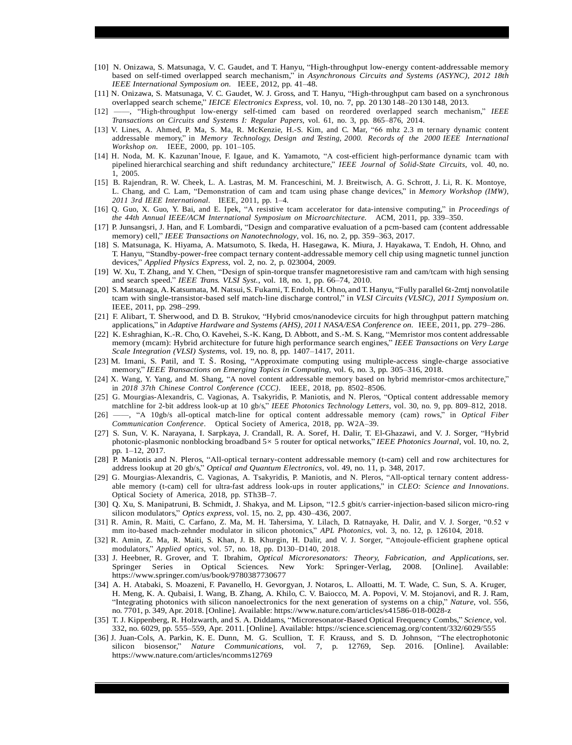[10] N. Onizawa, S. Matsunaga, V. C. Gaudet, and T. Hanyu, "High-throughput low-energy content-addressable memory based on self-timed overlapped search mechanism," in *Asynchronous Circuits and Systems (ASYNC), 2012 18th IEEE International Symposium on*. IEEE, 2012, pp. 41–48.

[11] N. Onizawa, S. Matsunaga, V. C. Gaudet, W. J. Gross, and T. Hanyu, "High-throughput cam based on a synchronous overlapped search scheme," *IEICE Electronics Express*, vol. 10, no. 7, pp. 20 130 148–20 130 148, 2013.

[12] ——, "High-throughput low-energy self-timed cam based on reordered overlapped search mechanism," *IEEE Transactions on Circuits and Systems I: Regular Papers*, vol. 61, no. 3, pp. 865–876, 2014.

[13] V. Lines, A. Ahmed, P. Ma, S. Ma, R. McKenzie, H.-S. Kim, and C. Mar, "66 mhz 2.3 m ternary dynamic content addressable memory," in *Memory Technology, Design and Testing, 2000. Records of the 2000 IEEE International Workshop on*. IEEE, 2000, pp. 101–105.

[14] H. Noda, M. K. Kazunan'Inoue, F. Igaue, and K. Yamamoto, "A cost-efficient high-performance dynamic tcam with pipelined hierarchical searching and shift redundancy architecture," *IEEE Journal of Solid-State Circuits*, vol. 40, no. 1, 2005.

[15] B. Rajendran, R. W. Cheek, L. A. Lastras, M. M. Franceschini, M. J. Breitwisch, A. G. Schrott, J. Li, R. K. Montoye, L. Chang, and C. Lam, "Demonstration of cam and tcam using phase change devices," in *Memory Workshop (IMW), 2011 3rd IEEE International*. IEEE, 2011, pp. 1–4.

[16] Q. Guo, X. Guo, Y. Bai, and E. Ipek, "A resistive tcam accelerator for data-intensive computing," in *Proceedings of the 44th Annual IEEE/ACM International Symposium on Microarchitecture*. ACM, 2011, pp. 339–350.

[17] P. Junsangsri, J. Han, and F. Lombardi, "Design and comparative evaluation of a pcm-based cam (content addressable memory) cell," *IEEE Transactions on Nanotechnology*, vol. 16, no. 2, pp. 359–363, 2017.

[18] S. Matsunaga, K. Hiyama, A. Matsumoto, S. Ikeda, H. Hasegawa, K. Miura, J. Hayakawa, T. Endoh, H. Ohno, and T. Hanyu, "Standby-power-free compact ternary content-addressable memory cell chip using magnetic tunnel junction devices," *Applied Physics Express*, vol. 2, no. 2, p. 023004, 2009.

[19] W. Xu, T. Zhang, and Y. Chen, "Design of spin-torque transfer magnetoresistive ram and cam/tcam with high sensing and search speed." *IEEE Trans. VLSI Syst.*, vol. 18, no. 1, pp. 66–74, 2010.

[20] S. Matsunaga, A. Katsumata, M. Natsui, S. Fukami, T. Endoh, H. Ohno, and T. Hanyu, "Fully parallel 6t-2mtj nonvolatile tcam with single-transistor-based self match-line discharge control," in *VLSI Circuits (VLSIC), 2011 Symposium on*. IEEE, 2011, pp. 298–299.

[21] F. Alibart, T. Sherwood, and D. B. Strukov, "Hybrid cmos/nanodevice circuits for high throughput pattern matching applications," in *Adaptive Hardware and Systems (AHS), 2011 NASA/ESA Conference on*. IEEE, 2011, pp. 279–286.

[22] K. Eshraghian, K.-R. Cho, O. Kavehei, S.-K. Kang, D. Abbott, and S.-M. S. Kang, "Memristor mos content addressable memory (mcam): Hybrid architecture for future high performance search engines," *IEEE Transactions on Very Large Scale Integration (VLSI) Systems*, vol. 19, no. 8, pp. 1407–1417, 2011.

[23] M. Imani, S. Patil, and T. Š. Rosing, "Approximate computing using multiple-access single-charge associative memory," *IEEE Transactions on Emerging Topics in Computing*, vol. 6, no. 3, pp. 305–316, 2018.

[24] X. Wang, Y. Yang, and M. Shang, "A novel content addressable memory based on hybrid memristor-cmos architecture," in *2018 37th Chinese Control Conference (CCC)*. IEEE, 2018, pp. 8502–8506.

[25] G. Mourgias-Alexandris, C. Vagionas, A. Tsakyridis, P. Maniotis, and N. Pleros, "Optical content addressable memory matchline for 2-bit address look-up at 10 gb/s," *IEEE Photonics Technology Letters*, vol. 30, no. 9, pp. 809–812, 2018.

[26] ——, "A 10gb/s all-optical match-line for optical content addressable memory (cam) rows," in *Optical Fiber Communication Conference*. Optical Society of America, 2018, pp. W2A–39.

[27] S. Sun, V. K. Narayana, I. Sarpkaya, J. Crandall, R. A. Soref, H. Dalir, T. El-Ghazawi, and V. J. Sorger, "Hybrid photonic-plasmonic nonblocking broadband 5× 5 router for optical networks," *IEEE Photonics Journal*, vol. 10, no. 2, pp. 1–12, 2017.

[28] P. Maniotis and N. Pleros, "All-optical ternary-content addressable memory (t-cam) cell and row architectures for address lookup at 20 gb/s," *Optical and Quantum Electronics*, vol. 49, no. 11, p. 348, 2017.

[29] G. Mourgias-Alexandris, C. Vagionas, A. Tsakyridis, P. Maniotis, and N. Pleros, "All-optical ternary content addressable memory (t-cam) cell for ultra-fast address look-ups in router applications," in *CLEO: Science and Innovations*. Optical Society of America, 2018, pp. STh3B–7.

[30] Q. Xu, S. Manipatruni, B. Schmidt, J. Shakya, and M. Lipson, "12.5 gbit/s carrier-injection-based silicon micro-ring silicon modulators," *Optics express*, vol. 15, no. 2, pp. 430–436, 2007.

[31] R. Amin, R. Maiti, C. Carfano, Z. Ma, M. H. Tahersima, Y. Lilach, D. Ratnayake, H. Dalir, and V. J. Sorger, "0.52 v mm ito-based mach-zehnder modulator in silicon photonics," *APL Photonics*, vol. 3, no. 12, p. 126104, 2018.

[32] R. Amin, Z. Ma, R. Maiti, S. Khan, J. B. Khurgin, H. Dalir, and V. J. Sorger, "Attojoule-efficient graphene optical modulators," *Applied optics*, vol. 57, no. 18, pp. D130–D140, 2018.

[33] J. Heebner, R. Grover, and T. Ibrahim, *Optical Microresonators: Theory, Fabrication, and Applications*, ser. Springer Series in Optical Sciences. New York: Springer-Verlag, 2008. [Online]. Available: https://www.springer.com/us/book/9780387730677

[34] A. H. Atabaki, S. Moazeni, F. Pavanello, H. Gevorgyan, J. Notaros, L. Alloatti, M. T. Wade, C. Sun, S. A. Kruger, H. Meng, K. A. Qubaisi, I. Wang, B. Zhang, A. Khilo, C. V. Baiocco, M. A. Popovi, V. M. Stojanovi, and R. J. Ram, "Integrating photonics with silicon nanoelectronics for the next generation of systems on a chip," *Nature*, vol. 556, no. 7701, p. 349, Apr. 2018. [Online]. Available: https://www.nature.com/articles/s41586-018-0028-z

[35] T. J. Kippenberg, R. Holzwarth, and S. A. Diddams, "Microresonator-Based Optical Frequency Combs," *Science*, vol. 332, no. 6029, pp. 555–559, Apr. 2011. [Online]. Available: https://science.sciencemag.org/content/332/6029/555

[36] J. Juan-Cols, A. Parkin, K. E. Dunn, M. G. Scullion, T. F. Krauss, and S. D. Johnson, "The electrophotonic silicon biosensor," *Nature Communications*, vol. 7, p. 12769, Sep. 2016. [Online]. Available: https://www.nature.com/articles/ncomms12769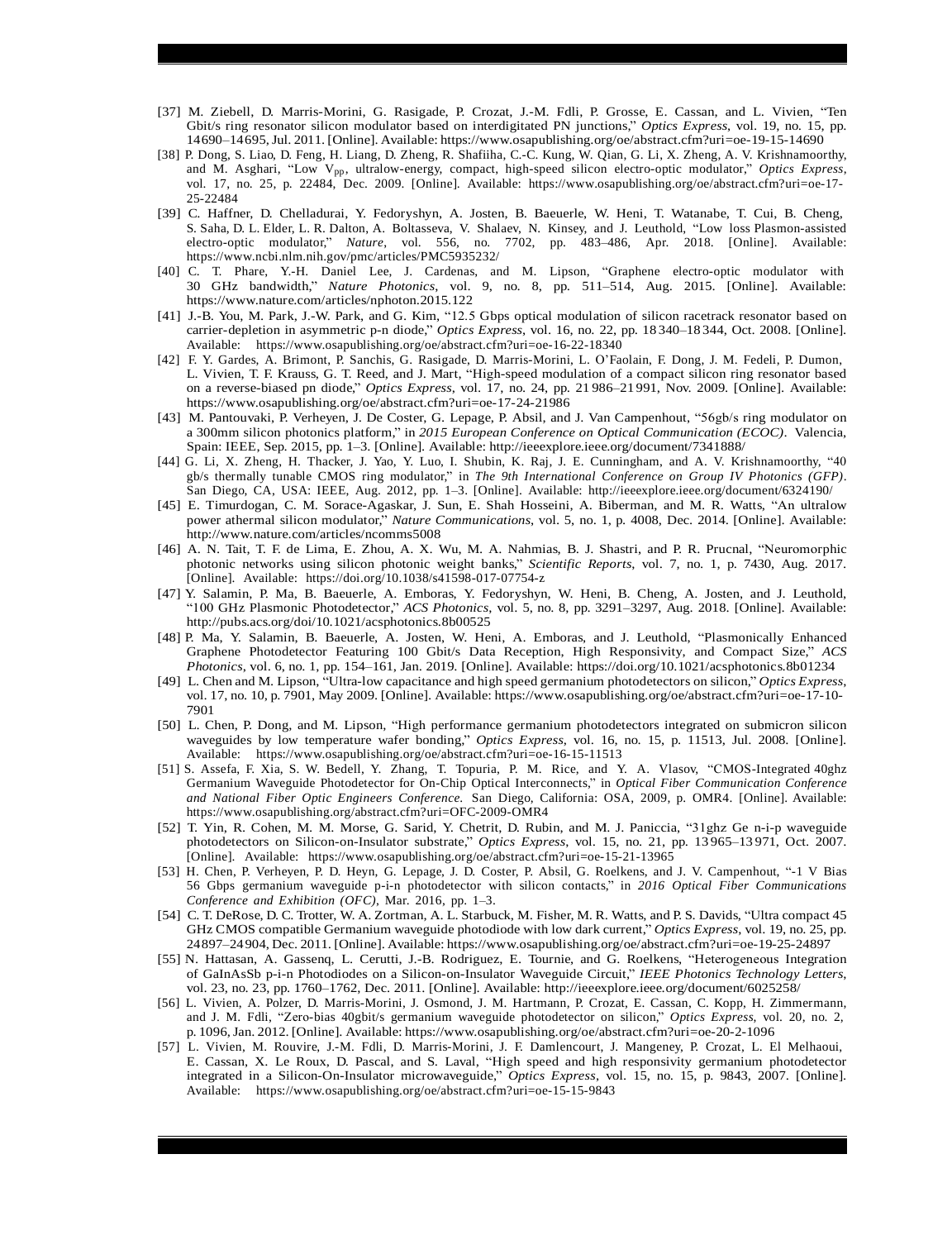[37] M. Ziebell, D. Marris-Morini, G. Rasigade, P. Crozat, J.-M. Fdli, P. Grosse, E. Cassan, and L. Vivien, "Ten Gbit/s ring resonator silicon modulator based on interdigitated PN junctions," *Optics Express*, vol. 19, no. 15, pp. 14690–14695, Jul. 2011. [Online]. Available: https://www.osapublishing.org/oe/abstract.cfm?uri=oe-19-15-14690

[38] P. Dong, S. Liao, D. Feng, H. Liang, D. Zheng, R. Shafiiha, C.-C. Kung, W. Qian, G. Li, X. Zheng, A. V. Krishnamoorthy, and M. Asghari, "Low $V_{pp}$, ultralow-energy, compact, high-speed silicon electro-optic modulator," *Optics Express*, vol. 17, no. 25, p. 22484, Dec. 2009. [Online]. Available: https://www.osapublishing.org/oe/abstract.cfm?uri=oe-17-25-22484

[39] C. Haffner, D. Chelladurai, Y. Fedoryshyn, A. Josten, B. Baeuerle, W. Heni, T. Watanabe, T. Cui, B. Cheng, S. Saha, D. L. Elder, L. R. Dalton, A. Boltasseva, V. Shalaev, N. Kinsey, and J. Leuthold, "Low loss Plasmon-assisted electro-optic modulator," *Nature*, vol. 556, no. 7702, pp. 483–486, Apr. 2018. [Online]. Available: https://www.ncbi.nlm.nih.gov/pmc/articles/PMC5935232/

[40] C. T. Phare, Y.-H. Daniel Lee, J. Cardenas, and M. Lipson, "Graphene electro-optic modulator with 30 GHz bandwidth," *Nature Photonics*, vol. 9, no. 8, pp. 511–514, Aug. 2015. [Online]. Available: https://www.nature.com/articles/nphoton.2015.122

[41] J.-B. You, M. Park, J.-W. Park, and G. Kim, "12.5 Gbps optical modulation of silicon racetrack resonator based on carrier-depletion in asymmetric p-n diode," *Optics Express*, vol. 16, no. 22, pp. 18340–18344, Oct. 2008. [Online]. Available: https://www.osapublishing.org/oe/abstract.cfm?uri=oe-16-22-18340

[42] F. Y. Gardes, A. Brimont, P. Sanchis, G. Rasigade, D. Marris-Morini, L. O'Faolain, F. Dong, J. M. Fedeli, P. Dumon, L. Vivien, T. F. Krauss, G. T. Reed, and J. Mart, "High-speed modulation of a compact silicon ring resonator based on a reverse-biased pn diode," *Optics Express*, vol. 17, no. 24, pp. 21986–21991, Nov. 2009. [Online]. Available: https://www.osapublishing.org/oe/abstract.cfm?uri=oe-17-24-21986

[43] M. Pantouvaki, P. Verheyen, J. De Coster, G. Lepage, P. Absil, and J. Van Campenhout, "56gb/s ring modulator on a 300mm silicon photonics platform," in *2015 European Conference on Optical Communication (ECOC)*. Valencia, Spain: IEEE, Sep. 2015, pp. 1–3. [Online]. Available: http://ieeexplore.ieee.org/document/7341888/

[44] G. Li, X. Zheng, H. Thacker, J. Yao, Y. Luo, I. Shubin, K. Raj, J. E. Cunningham, and A. V. Krishnamoorthy, "40 gb/s thermally tunable CMOS ring modulator," in *The 9th International Conference on Group IV Photonics (GFP)*. San Diego, CA, USA: IEEE, Aug. 2012, pp. 1–3. [Online]. Available: http://ieeexplore.ieee.org/document/6324190/

[45] E. Timurdogan, C. M. Sorace-Agaskar, J. Sun, E. Shah Hosseini, A. Biberman, and M. R. Watts, "An ultralow power athermal silicon modulator," *Nature Communications*, vol. 5, no. 1, p. 4008, Dec. 2014. [Online]. Available: http://www.nature.com/articles/ncomms5008

[46] A. N. Tait, T. F. de Lima, E. Zhou, A. X. Wu, M. A. Nahmias, B. J. Shastri, and P. R. Prucnal, "Neuromorphic photonic networks using silicon photonic weight banks," *Scientific Reports*, vol. 7, no. 1, p. 7430, Aug. 2017. [Online]. Available: https://doi.org/10.1038/s41598-017-07754-z

[47] Y. Salamin, P. Ma, B. Baeuerle, A. Emboras, Y. Fedoryshyn, W. Heni, B. Cheng, A. Josten, and J. Leuthold, "100 GHz Plasmonic Photodetector," *ACS Photonics*, vol. 5, no. 8, pp. 3291–3297, Aug. 2018. [Online]. Available: http://pubs.acs.org/doi/10.1021/acsphotonics.8b00525

[48] P. Ma, Y. Salamin, B. Baeuerle, A. Josten, W. Heni, A. Emboras, and J. Leuthold, "Plasmonically Enhanced Graphene Photodetector Featuring 100 Gbit/s Data Reception, High Responsivity, and Compact Size," *ACS Photonics*, vol. 6, no. 1, pp. 154–161, Jan. 2019. [Online]. Available: https://doi.org/10.1021/acsphotonics.8b01234

[49] L. Chen and M. Lipson, "Ultra-low capacitance and high speed germanium photodetectors on silicon," *Optics Express*, vol. 17, no. 10, p. 7901, May 2009. [Online]. Available: https://www.osapublishing.org/oe/abstract.cfm?uri=oe-17-10-7901

[50] L. Chen, P. Dong, and M. Lipson, "High performance germanium photodetectors integrated on submicron silicon waveguides by low temperature wafer bonding," *Optics Express*, vol. 16, no. 15, p. 11513, Jul. 2008. [Online]. Available: https://www.osapublishing.org/oe/abstract.cfm?uri=oe-16-15-11513

[51] S. Assefa, F. Xia, S. W. Bedell, Y. Zhang, T. Topuria, P. M. Rice, and Y. A. Vlasov, "CMOS-Integrated 40ghz Germanium Waveguide Photodetector for On-Chip Optical Interconnects," in *Optical Fiber Communication Conference and National Fiber Optic Engineers Conference*. San Diego, California: OSA, 2009, p. OMR4. [Online]. Available: https://www.osapublishing.org/abstract.cfm?uri=OFC-2009-OMR4

[52] T. Yin, R. Cohen, M. M. Morse, G. Sarid, Y. Chetrit, D. Rubin, and M. J. Paniccia, "31ghz Ge n-i-p waveguide photodetectors on Silicon-on-Insulator substrate," *Optics Express*, vol. 15, no. 21, pp. 13965–13971, Oct. 2007. [Online]. Available: https://www.osapublishing.org/oe/abstract.cfm?uri=oe-15-21-13965

[53] H. Chen, P. Verheyen, P. D. Heyn, G. Lepage, J. D. Coster, P. Absil, G. Roelkens, and J. V. Campenhout, "-1 V Bias 56 Gbps germanium waveguide p-i-n photodetector with silicon contacts," in *2016 Optical Fiber Communications Conference and Exhibition (OFC)*, Mar. 2016, pp. 1–3.

[54] C. T. DeRose, D. C. Trotter, W. A. Zortman, A. L. Starbuck, M. Fisher, M. R. Watts, and P. S. Davids, "Ultra compact 45 GHz CMOS compatible Germanium waveguide photodiode with low dark current," *Optics Express*, vol. 19, no. 25, pp. 24897–24904, Dec. 2011. [Online]. Available: https://www.osapublishing.org/oe/abstract.cfm?uri=oe-19-25-24897

[55] N. Hattasan, A. Gassenq, L. Cerutti, J.-B. Rodriguez, E. Tournie, and G. Roelkens, "Heterogeneous Integration of GaInAsSb p-i-n Photodiodes on a Silicon-on-Insulator Waveguide Circuit," *IEEE Photonics Technology Letters*, vol. 23, no. 23, pp. 1760–1762, Dec. 2011. [Online]. Available: http://ieeexplore.ieee.org/document/6025258/

[56] L. Vivien, A. Polzer, D. Marris-Morini, J. Osmond, J. M. Hartmann, P. Crozat, E. Cassan, C. Kopp, H. Zimmermann, and J. M. Fdli, "Zero-bias 40gbit/s germanium waveguide photodetector on silicon," *Optics Express*, vol. 20, no. 2, p. 1096, Jan. 2012. [Online]. Available: https://www.osapublishing.org/oe/abstract.cfm?uri=oe-20-2-1096

[57] L. Vivien, M. Rouvire, J.-M. Fdli, D. Marris-Morini, J. F. Damlencourt, J. Mangeney, P. Crozat, L. El Melhaoui, E. Cassan, X. Le Roux, D. Pascal, and S. Laval, "High speed and high responsivity germanium photodetector integrated in a Silicon-On-Insulator microwaveguide," *Optics Express*, vol. 15, no. 15, p. 9843, 2007. [Online]. Available: https://www.osapublishing.org/oe/abstract.cfm?uri=oe-15-15-9843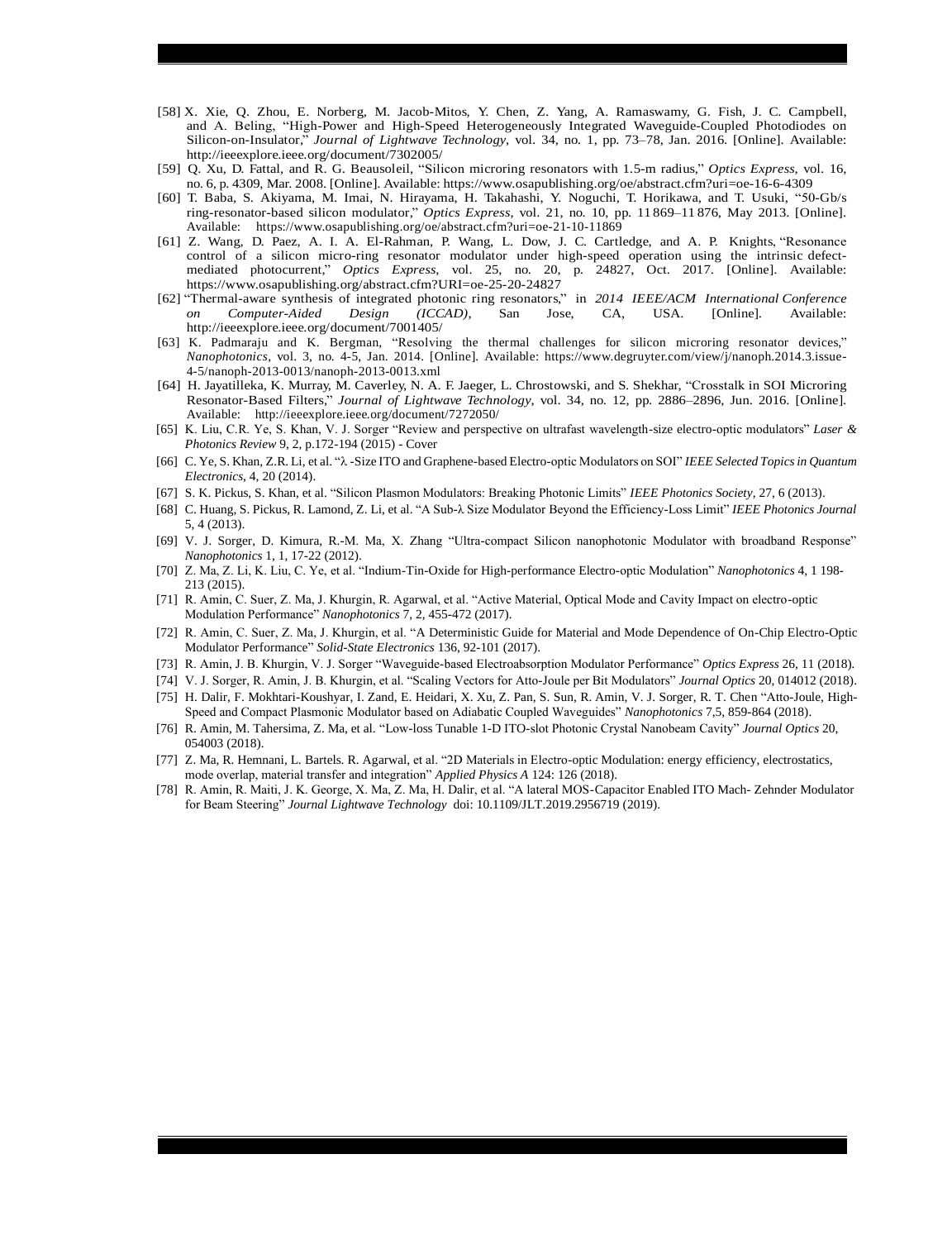[58] X. Xie, Q. Zhou, E. Norberg, M. Jacob-Mitos, Y. Chen, Z. Yang, A. Ramaswamy, G. Fish, J. C. Campbell, and A. Beling, "High-Power and High-Speed Heterogeneously Integrated Waveguide-Coupled Photodiodes on Silicon-on-Insulator," *Journal of Lightwave Technology*, vol. 34, no. 1, pp. 73–78, Jan. 2016. [Online]. Available: http://ieeexplore.ieee.org/document/7302005/

[59] Q. Xu, D. Fattal, and R. G. Beausoleil, "Silicon microring resonators with 1.5-m radius," *Optics Express*, vol. 16, no. 6, p. 4309, Mar. 2008. [Online]. Available: https://www.osapublishing.org/oe/abstract.cfm?uri=oe-16-6-4309

[60] T. Baba, S. Akiyama, M. Imai, N. Hirayama, H. Takahashi, Y. Noguchi, T. Horikawa, and T. Usuki, "50-Gb/s ring-resonator-based silicon modulator," *Optics Express*, vol. 21, no. 10, pp. 11 869–11 876, May 2013. [Online]. Available: https://www.osapublishing.org/oe/abstract.cfm?uri=oe-21-10-11869

[61] Z. Wang, D. Paez, A. I. A. El-Rahman, P. Wang, L. Dow, J. C. Cartledge, and A. P. Knights, "Resonance control of a silicon micro-ring resonator modulator under high-speed operation using the intrinsic defect-mediated photocurrent," *Optics Express*, vol. 25, no. 20, p. 24827, Oct. 2017. [Online]. Available: https://www.osapublishing.org/abstract.cfm?URI=oe-25-20-24827

[62] "Thermal-aware synthesis of integrated photonic ring resonators," in *2014 IEEE/ACM International Conference on Computer-Aided Design (ICCAD)*, San Jose, CA, USA. [Online]. Available: http://ieeexplore.ieee.org/document/7001405/

[63] K. Padmaraju and K. Bergman, "Resolving the thermal challenges for silicon microring resonator devices," *Nanophotonics*, vol. 3, no. 4-5, Jan. 2014. [Online]. Available: https://www.degruyter.com/view/j/nanoph.2014.3.issue-4-5/nanoph-2013-0013/nanoph-2013-0013.xml

[64] H. Jayatilleka, K. Murray, M. Caverley, N. A. F. Jaeger, L. Chrostowski, and S. Shekhar, "Crosstalk in SOI Microring Resonator-Based Filters," *Journal of Lightwave Technology*, vol. 34, no. 12, pp. 2886–2896, Jun. 2016. [Online]. Available: http://ieeexplore.ieee.org/document/7272050/

[65] K. Liu, C.R. Ye, S. Khan, V. J. Sorger "Review and perspective on ultrafast wavelength-size electro-optic modulators" *Laser & Photonics Review* 9, 2, p.172-194 (2015) - Cover

[66] C. Ye, S. Khan, Z.R. Li, et al. "λ -Size ITO and Graphene-based Electro-optic Modulators on SOI" *IEEE Selected Topics in Quantum Electronics*, 4, 20 (2014).

[67] S. K. Pickus, S. Khan, et al. "Silicon Plasmon Modulators: Breaking Photonic Limits" *IEEE Photonics Society*, 27, 6 (2013).

[68] C. Huang, S. Pickus, R. Lamond, Z. Li, et al. "A Sub-λ Size Modulator Beyond the Efficiency-Loss Limit" *IEEE Photonics Journal* 5, 4 (2013).

[69] V. J. Sorger, D. Kimura, R.-M. Ma, X. Zhang "Ultra-compact Silicon nanophotonic Modulator with broadband Response" *Nanophotonics* 1, 1, 17-22 (2012).

[70] Z. Ma, Z. Li, K. Liu, C. Ye, et al. "Indium-Tin-Oxide for High-performance Electro-optic Modulation" *Nanophotonics* 4, 1 198-213 (2015).

[71] R. Amin, C. Suer, Z. Ma, J. Khurgin, R. Agarwal, et al. "Active Material, Optical Mode and Cavity Impact on electro-optic Modulation Performance" *Nanophotonics* 7, 2, 455-472 (2017).

[72] R. Amin, C. Suer, Z. Ma, J. Khurgin, et al. "A Deterministic Guide for Material and Mode Dependence of On-Chip Electro-Optic Modulator Performance" *Solid-State Electronics* 136, 92-101 (2017).

[73] R. Amin, J. B. Khurgin, V. J. Sorger "Waveguide-based Electroabsorption Modulator Performance" *Optics Express* 26, 11 (2018).

[74] V. J. Sorger, R. Amin, J. B. Khurgin, et al. "Scaling Vectors for Atto-Joule per Bit Modulators" *Journal Optics* 20, 014012 (2018).

[75] H. Dalir, F. Mokhtari-Koushyar, I. Zand, E. Heidari, X. Xu, Z. Pan, S. Sun, R. Amin, V. J. Sorger, R. T. Chen "Atto-Joule, High-Speed and Compact Plasmonic Modulator based on Adiabatic Coupled Waveguides" *Nanophotonics* 7,5, 859-864 (2018).

[76] R. Amin, M. Tahersima, Z. Ma, et al. "Low-loss Tunable 1-D ITO-slot Photonic Crystal Nanobeam Cavity" *Journal Optics* 20, 054003 (2018).

[77] Z. Ma, R. Hemnani, L. Bartels. R. Agarwal, et al. "2D Materials in Electro-optic Modulation: energy efficiency, electrostatics, mode overlap, material transfer and integration" *Applied Physics A* 124: 126 (2018).

[78] R. Amin, R. Maiti, J. K. George, X. Ma, Z. Ma, H. Dalir, et al. "A lateral MOS-Capacitor Enabled ITO Mach- Zehnder Modulator for Beam Steering" *Journal Lightwave Technology* doi: 10.1109/JLT.2019.2956719 (2019).